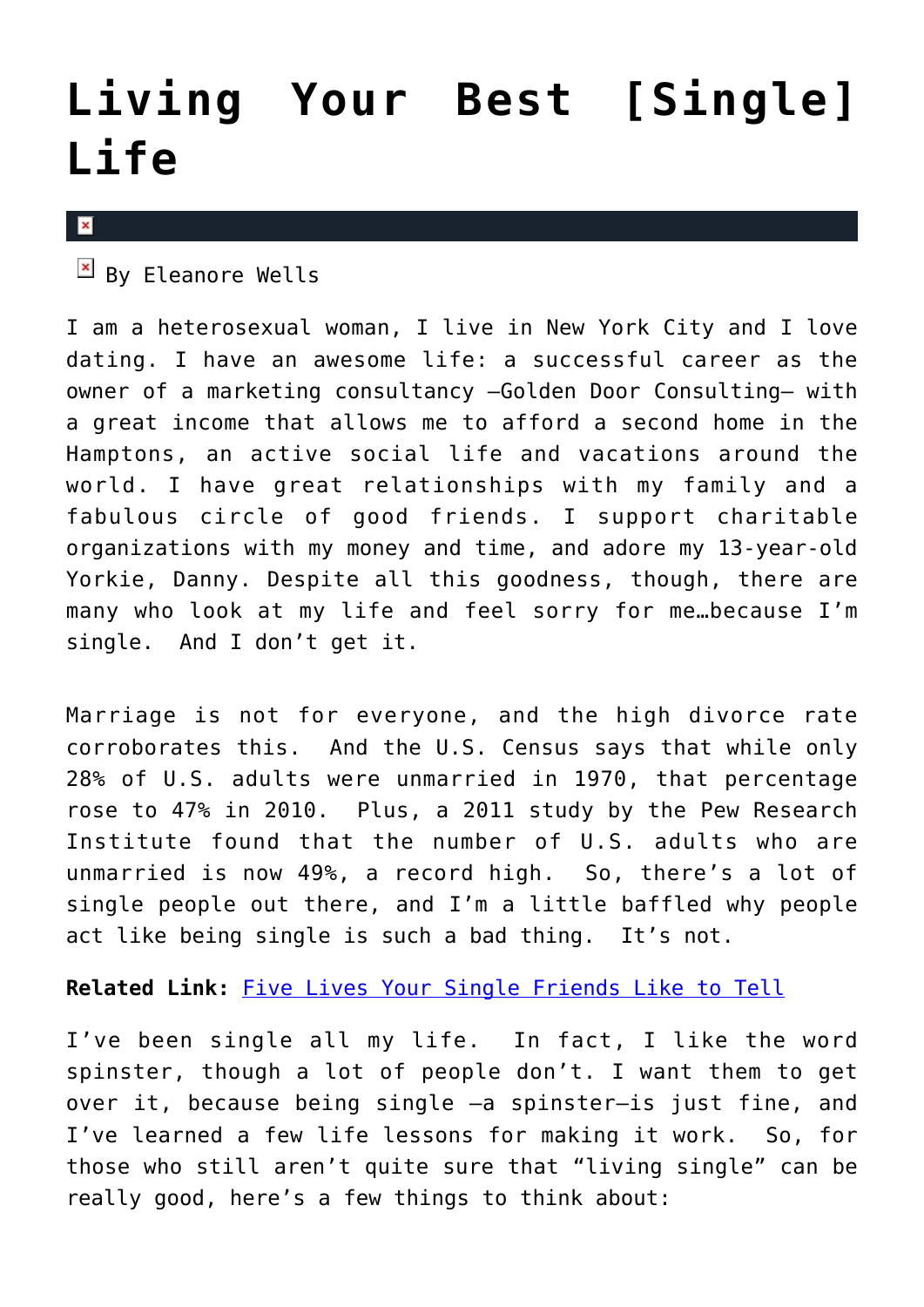# Living Your Best [Single] Life

By Eleanore Wells

I am a heterosexual woman, I live in New York City and I love dating. I have an awesome life: a successful career as the owner of a marketing consultancy –Golden Door Consulting– with a great income that allows me to afford a second home in the Hamptons, an active social life and vacations around the world. I have great relationships with my family and a fabulous circle of good friends. I support charitable organizations with my money and time, and adore my 13-year-old Yorkie, Danny. Despite all this goodness, though, there are many who look at my life and feel sorry for me…because I'm single.  And I don't get it.

Marriage is not for everyone, and the high divorce rate corroborates this.  And the U.S. Census says that while only 28% of U.S. adults were unmarried in 1970, that percentage rose to 47% in 2010.  Plus, a 2011 study by the Pew Research Institute found that the number of U.S. adults who are unmarried is now 49%, a record high.  So, there's a lot of single people out there, and I'm a little baffled why people act like being single is such a bad thing.  It's not.

**Related Link:** Five Lives Your Single Friends Like to Tell

I've been single all my life.  In fact, I like the word spinster, though a lot of people don't. I want them to get over it, because being single –a spinster–is just fine, and I've learned a few life lessons for making it work.  So, for those who still aren't quite sure that "living single" can be really good, here's a few things to think about: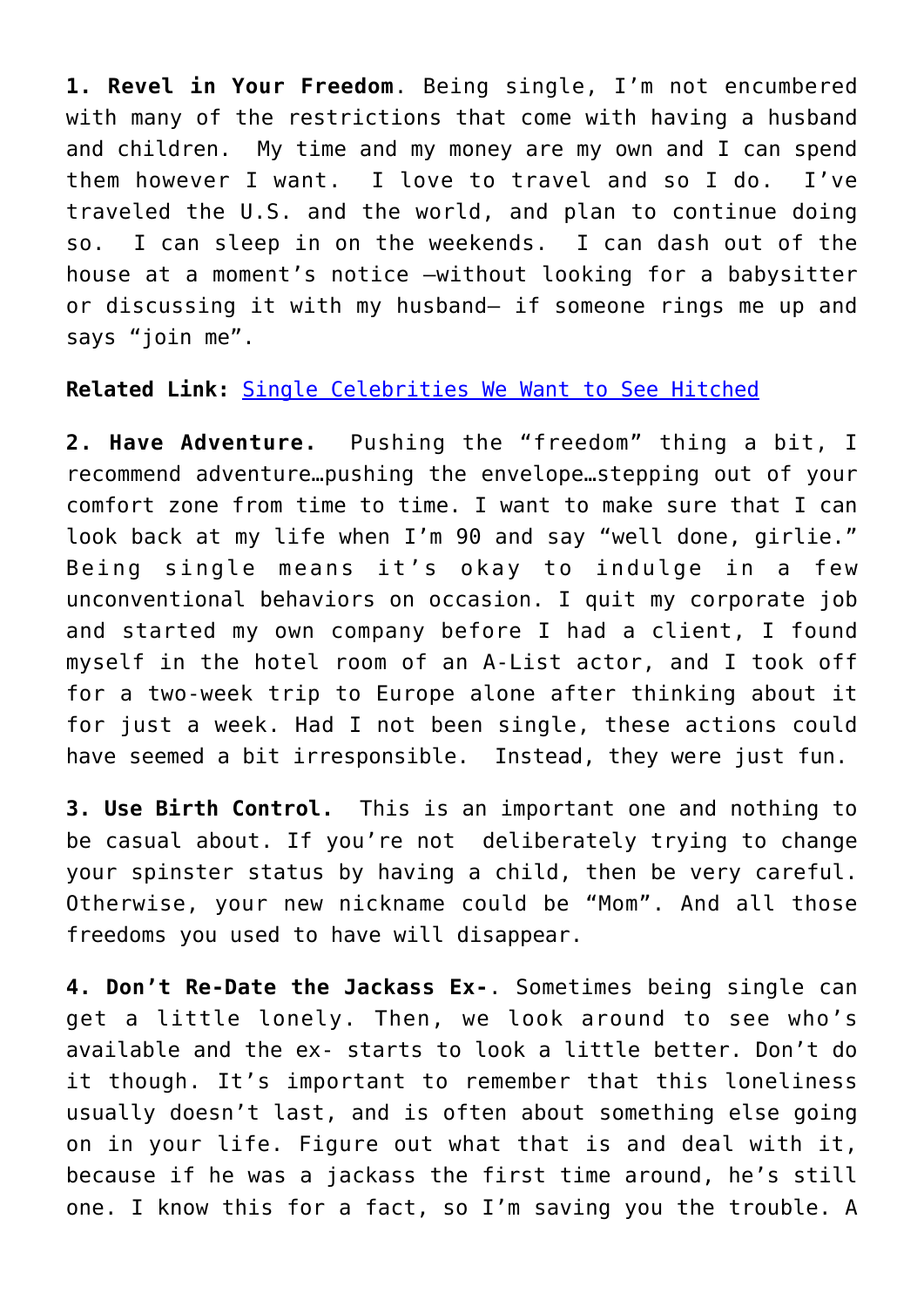**1. Revel in Your Freedom**. Being single, I'm not encumbered with many of the restrictions that come with having a husband and children.  My time and my money are my own and I can spend them however I want.  I love to travel and so I do.  I've traveled the U.S. and the world, and plan to continue doing so.  I can sleep in on the weekends.  I can dash out of the house at a moment's notice –without looking for a babysitter or discussing it with my husband– if someone rings me up and says "join me".

**Related Link:** [Single Celebrities We Want to See Hitched]

**2. Have Adventure.**  Pushing the "freedom" thing a bit, I recommend adventure…pushing the envelope…stepping out of your comfort zone from time to time. I want to make sure that I can look back at my life when I'm 90 and say "well done, girlie." Being single means it's okay to indulge in a few unconventional behaviors on occasion. I quit my corporate job and started my own company before I had a client, I found myself in the hotel room of an A-List actor, and I took off for a two-week trip to Europe alone after thinking about it for just a week. Had I not been single, these actions could have seemed a bit irresponsible.  Instead, they were just fun.

**3. Use Birth Control.**  This is an important one and nothing to be casual about. If you're not  deliberately trying to change your spinster status by having a child, then be very careful. Otherwise, your new nickname could be "Mom". And all those freedoms you used to have will disappear.

**4. Don't Re-Date the Jackass Ex-**. Sometimes being single can get a little lonely. Then, we look around to see who's available and the ex- starts to look a little better. Don't do it though. It's important to remember that this loneliness usually doesn't last, and is often about something else going on in your life. Figure out what that is and deal with it, because if he was a jackass the first time around, he's still one. I know this for a fact, so I'm saving you the trouble. A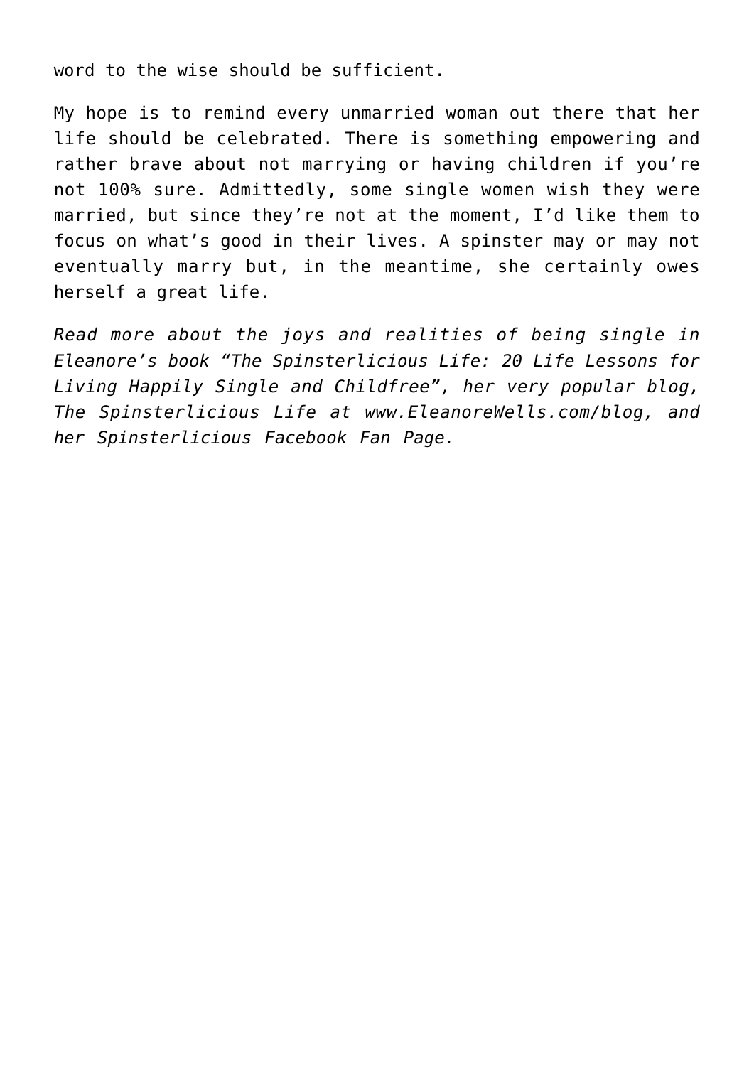word to the wise should be sufficient.

My hope is to remind every unmarried woman out there that her life should be celebrated. There is something empowering and rather brave about not marrying or having children if you're not 100% sure. Admittedly, some single women wish they were married, but since they're not at the moment, I'd like them to focus on what's good in their lives. A spinster may or may not eventually marry but, in the meantime, she certainly owes herself a great life.

*Read more about the joys and realities of being single in Eleanore's book "The Spinsterlicious Life: 20 Life Lessons for Living Happily Single and Childfree", her very popular blog, The Spinsterlicious Life at www.EleanoreWells.com/blog, and her Spinsterlicious Facebook Fan Page.*